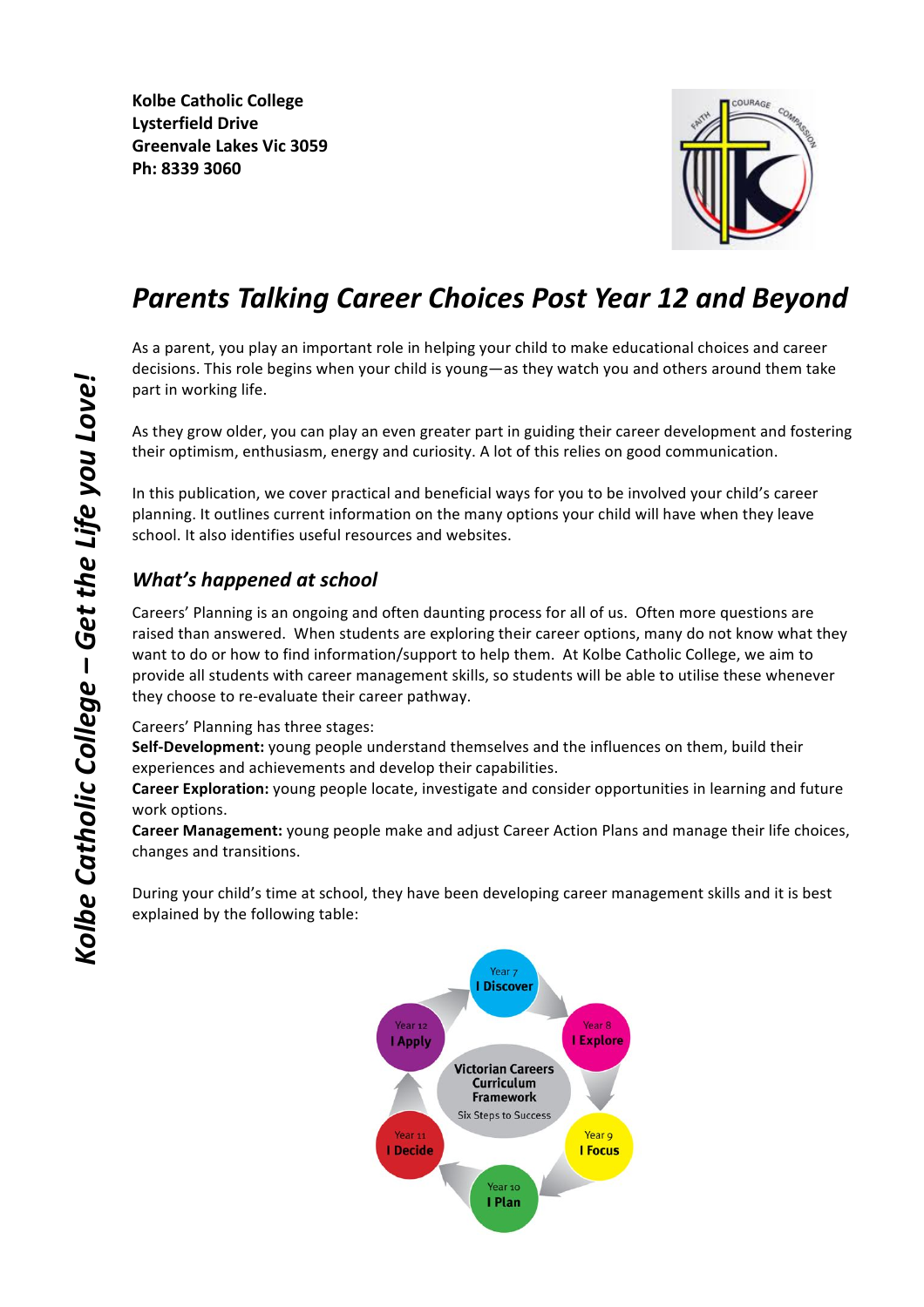**Kolbe Catholic College**
**Lysterfield Drive**
**Greenvale Lakes Vic 3059**
**Ph: 8339 3060**

Kolbe Catholic College – Get the Life you Love!

# *Parents Talking Career Choices Post Year 12 and Beyond*

As a parent, you play an important role in helping your child to make educational choices and career decisions. This role begins when your child is young—as they watch you and others around them take part in working life.

As they grow older, you can play an even greater part in guiding their career development and fostering their optimism, enthusiasm, energy and curiosity. A lot of this relies on good communication.

In this publication, we cover practical and beneficial ways for you to be involved your child's career planning. It outlines current information on the many options your child will have when they leave school. It also identifies useful resources and websites.

## *What's happened at school*

Careers' Planning is an ongoing and often daunting process for all of us. Often more questions are raised than answered. When students are exploring their career options, many do not know what they want to do or how to find information/support to help them. At Kolbe Catholic College, we aim to provide all students with career management skills, so students will be able to utilise these whenever they choose to re-evaluate their career pathway.

Careers' Planning has three stages:
**Self-Development:** young people understand themselves and the influences on them, build their experiences and achievements and develop their capabilities.
**Career Exploration:** young people locate, investigate and consider opportunities in learning and future work options.
**Career Management:** young people make and adjust Career Action Plans and manage their life choices, changes and transitions.

During your child's time at school, they have been developing career management skills and it is best explained by the following table:

**Victorian Careers Curriculum Framework** – Six Steps to Success

- Year 7 – I Discover
- Year 8 – I Explore
- Year 9 – I Focus
- Year 10 – I Plan
- Year 11 – I Decide
- Year 12 – I Apply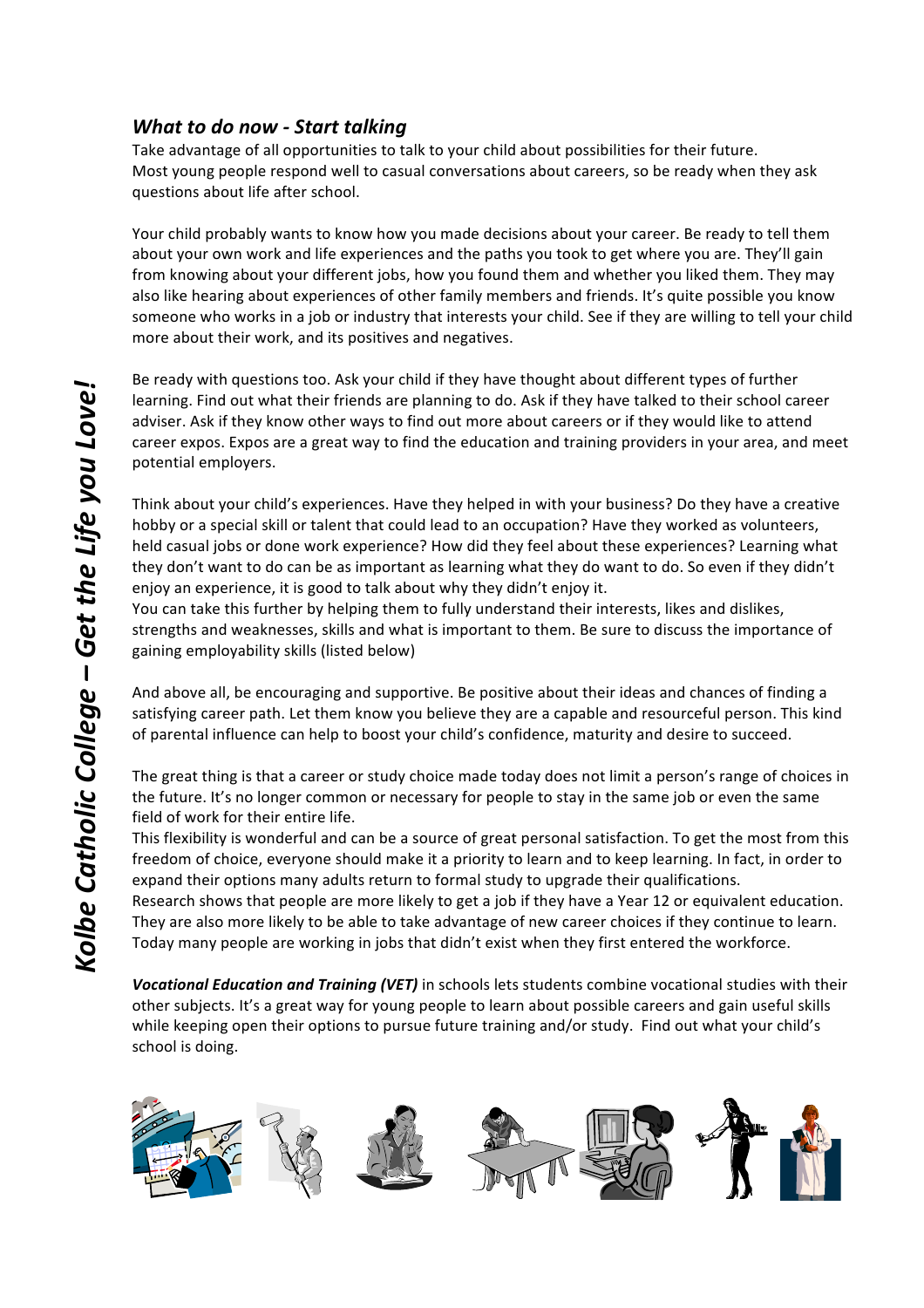### *What to do now - Start talking*

Take advantage of all opportunities to talk to your child about possibilities for their future. Most young people respond well to casual conversations about careers, so be ready when they ask questions about life after school.

Your child probably wants to know how you made decisions about your career. Be ready to tell them about your own work and life experiences and the paths you took to get where you are. They'll gain from knowing about your different jobs, how you found them and whether you liked them. They may also like hearing about experiences of other family members and friends. It's quite possible you know someone who works in a job or industry that interests your child. See if they are willing to tell your child more about their work, and its positives and negatives.

Be ready with questions too. Ask your child if they have thought about different types of further learning. Find out what their friends are planning to do. Ask if they have talked to their school career adviser. Ask if they know other ways to find out more about careers or if they would like to attend career expos. Expos are a great way to find the education and training providers in your area, and meet potential employers.

Think about your child's experiences. Have they helped in with your business? Do they have a creative hobby or a special skill or talent that could lead to an occupation? Have they worked as volunteers, held casual jobs or done work experience? How did they feel about these experiences? Learning what they don't want to do can be as important as learning what they do want to do. So even if they didn't enjoy an experience, it is good to talk about why they didn't enjoy it.
You can take this further by helping them to fully understand their interests, likes and dislikes, strengths and weaknesses, skills and what is important to them. Be sure to discuss the importance of gaining employability skills (listed below)

And above all, be encouraging and supportive. Be positive about their ideas and chances of finding a satisfying career path. Let them know you believe they are a capable and resourceful person. This kind of parental influence can help to boost your child's confidence, maturity and desire to succeed.

The great thing is that a career or study choice made today does not limit a person's range of choices in the future. It's no longer common or necessary for people to stay in the same job or even the same field of work for their entire life.
This flexibility is wonderful and can be a source of great personal satisfaction. To get the most from this freedom of choice, everyone should make it a priority to learn and to keep learning. In fact, in order to expand their options many adults return to formal study to upgrade their qualifications.
Research shows that people are more likely to get a job if they have a Year 12 or equivalent education. They are also more likely to be able to take advantage of new career choices if they continue to learn. Today many people are working in jobs that didn't exist when they first entered the workforce.

***Vocational Education and Training (VET)*** in schools lets students combine vocational studies with their other subjects. It's a great way for young people to learn about possible careers and gain useful skills while keeping open their options to pursue future training and/or study. Find out what your child's school is doing.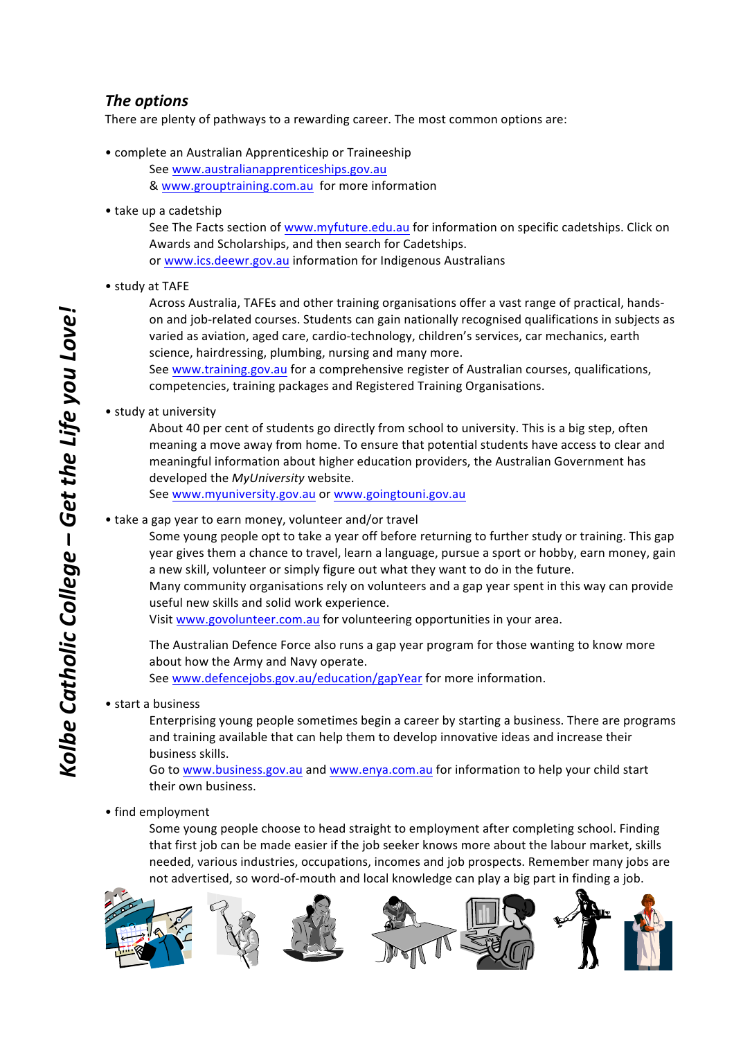### *The options*

There are plenty of pathways to a rewarding career. The most common options are:

- complete an Australian Apprenticeship or Traineeship
  See www.australianapprenticeships.gov.au
  & www.grouptraining.com.au for more information

- take up a cadetship
  See The Facts section of www.myfuture.edu.au for information on specific cadetships. Click on Awards and Scholarships, and then search for Cadetships.
  or www.ics.deewr.gov.au information for Indigenous Australians

- study at TAFE
  Across Australia, TAFEs and other training organisations offer a vast range of practical, hands-on and job-related courses. Students can gain nationally recognised qualifications in subjects as varied as aviation, aged care, cardio-technology, children's services, car mechanics, earth science, hairdressing, plumbing, nursing and many more.
  See www.training.gov.au for a comprehensive register of Australian courses, qualifications, competencies, training packages and Registered Training Organisations.

- study at university
  About 40 per cent of students go directly from school to university. This is a big step, often meaning a move away from home. To ensure that potential students have access to clear and meaningful information about higher education providers, the Australian Government has developed the *MyUniversity* website.
  See www.myuniversity.gov.au or www.goingtouni.gov.au

- take a gap year to earn money, volunteer and/or travel
  Some young people opt to take a year off before returning to further study or training. This gap year gives them a chance to travel, learn a language, pursue a sport or hobby, earn money, gain a new skill, volunteer or simply figure out what they want to do in the future.
  Many community organisations rely on volunteers and a gap year spent in this way can provide useful new skills and solid work experience.
  Visit www.govolunteer.com.au for volunteering opportunities in your area.

  The Australian Defence Force also runs a gap year program for those wanting to know more about how the Army and Navy operate.
  See www.defencejobs.gov.au/education/gapYear for more information.

- start a business
  Enterprising young people sometimes begin a career by starting a business. There are programs and training available that can help them to develop innovative ideas and increase their business skills.
  Go to www.business.gov.au and www.enya.com.au for information to help your child start their own business.

- find employment
  Some young people choose to head straight to employment after completing school. Finding that first job can be made easier if the job seeker knows more about the labour market, skills needed, various industries, occupations, incomes and job prospects. Remember many jobs are not advertised, so word-of-mouth and local knowledge can play a big part in finding a job.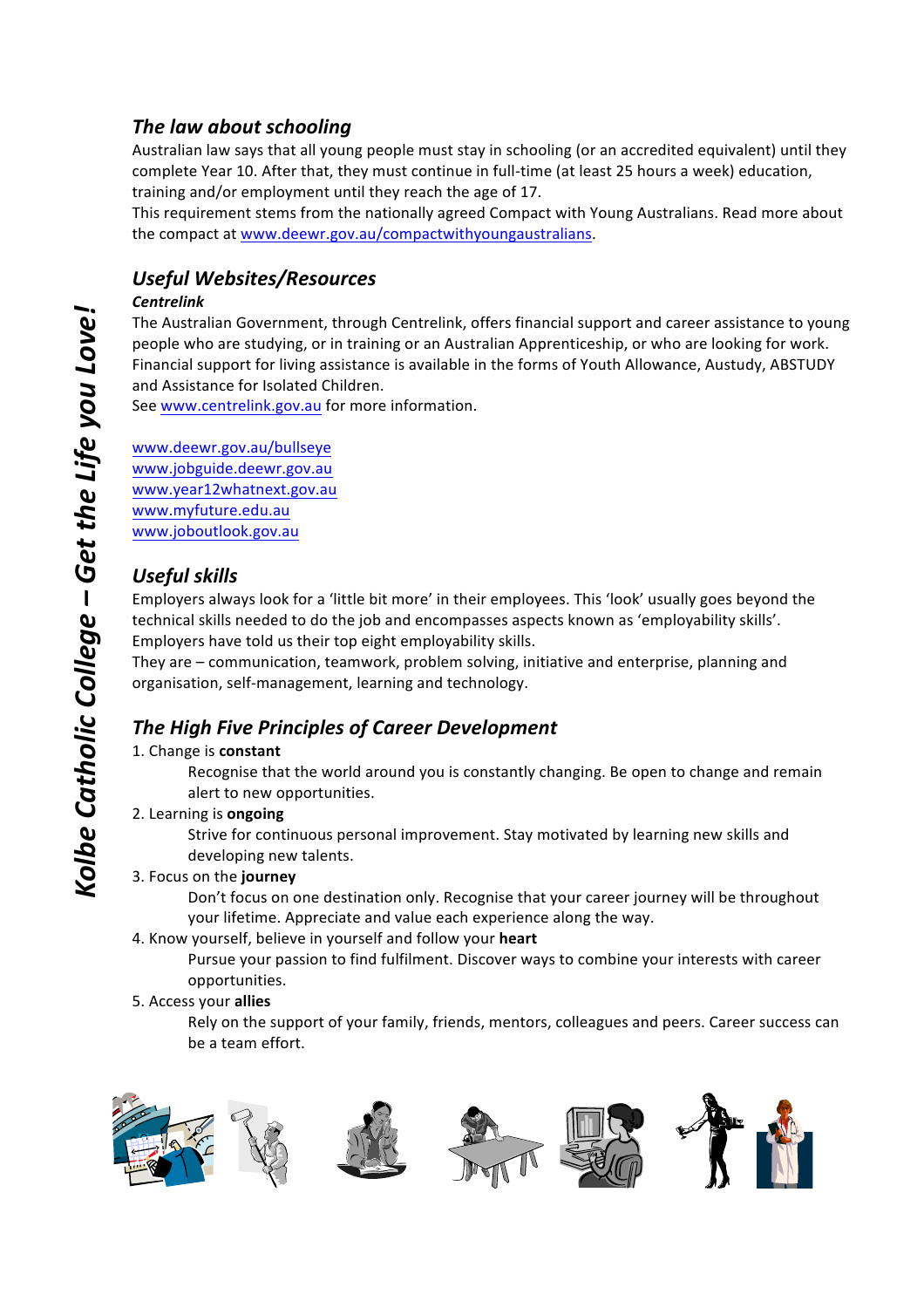## *The law about schooling*

Australian law says that all young people must stay in schooling (or an accredited equivalent) until they complete Year 10. After that, they must continue in full-time (at least 25 hours a week) education, training and/or employment until they reach the age of 17.

This requirement stems from the nationally agreed Compact with Young Australians. Read more about the compact at www.deewr.gov.au/compactwithyoungaustralians.

## *Useful Websites/Resources*

***Centrelink***

The Australian Government, through Centrelink, offers financial support and career assistance to young people who are studying, or in training or an Australian Apprenticeship, or who are looking for work. Financial support for living assistance is available in the forms of Youth Allowance, Austudy, ABSTUDY and Assistance for Isolated Children.

See www.centrelink.gov.au for more information.

www.deewr.gov.au/bullseye
www.jobguide.deewr.gov.au
www.year12whatnext.gov.au
www.myfuture.edu.au
www.joboutlook.gov.au

## *Useful skills*

Employers always look for a 'little bit more' in their employees. This 'look' usually goes beyond the technical skills needed to do the job and encompasses aspects known as 'employability skills'. Employers have told us their top eight employability skills.

They are – communication, teamwork, problem solving, initiative and enterprise, planning and organisation, self-management, learning and technology.

## *The High Five Principles of Career Development*

1. Change is **constant**

   Recognise that the world around you is constantly changing. Be open to change and remain alert to new opportunities.

2. Learning is **ongoing**

   Strive for continuous personal improvement. Stay motivated by learning new skills and developing new talents.

3. Focus on the **journey**

   Don't focus on one destination only. Recognise that your career journey will be throughout your lifetime. Appreciate and value each experience along the way.

4. Know yourself, believe in yourself and follow your **heart**

   Pursue your passion to find fulfilment. Discover ways to combine your interests with career opportunities.

5. Access your **allies**

   Rely on the support of your family, friends, mentors, colleagues and peers. Career success can be a team effort.

*Kolbe Catholic College – Get the Life you Love!*